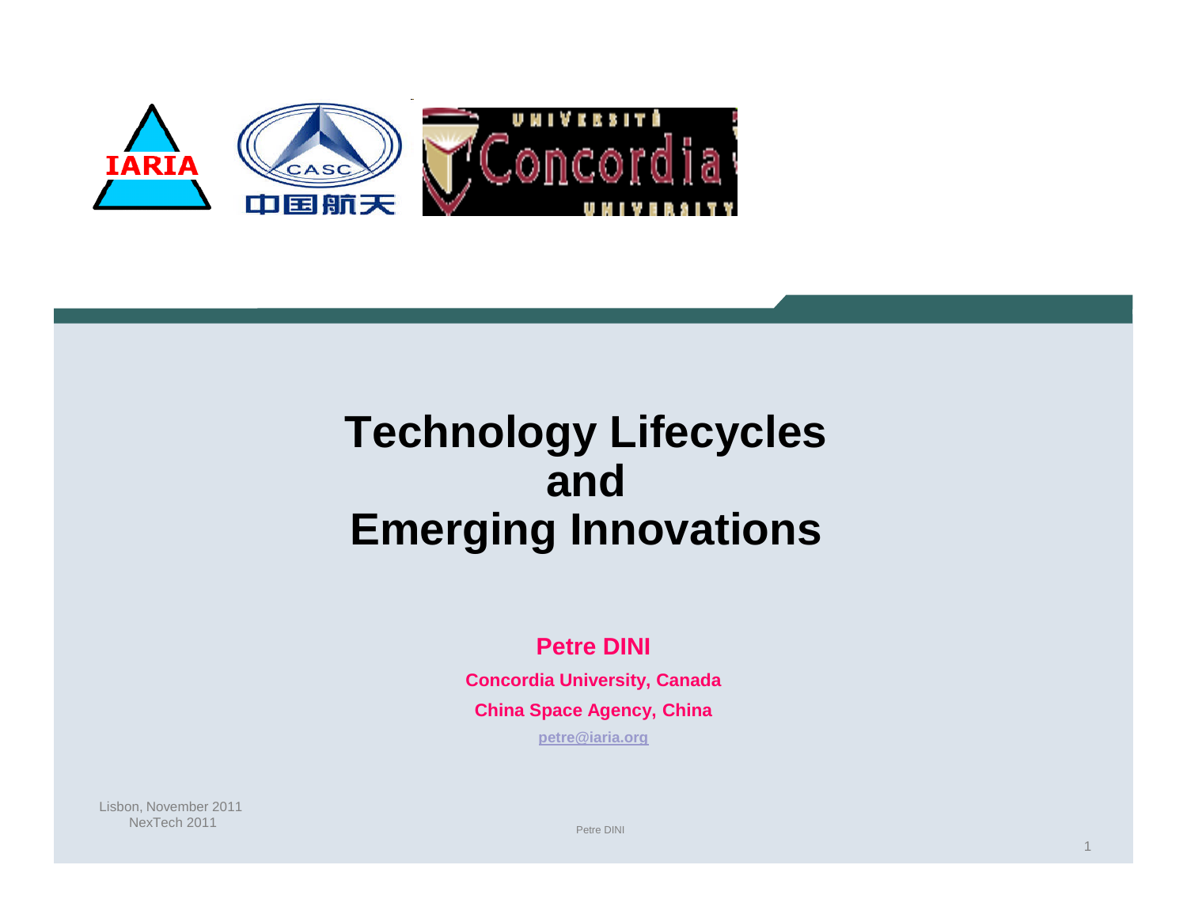# Technology Lifecycles and Emerging Innovations

**Petre DINI**

**Concordia University, Canada**

**China Space Agency, China**

petre@iaria.org

Lisbon, November 2011
NexTech 2011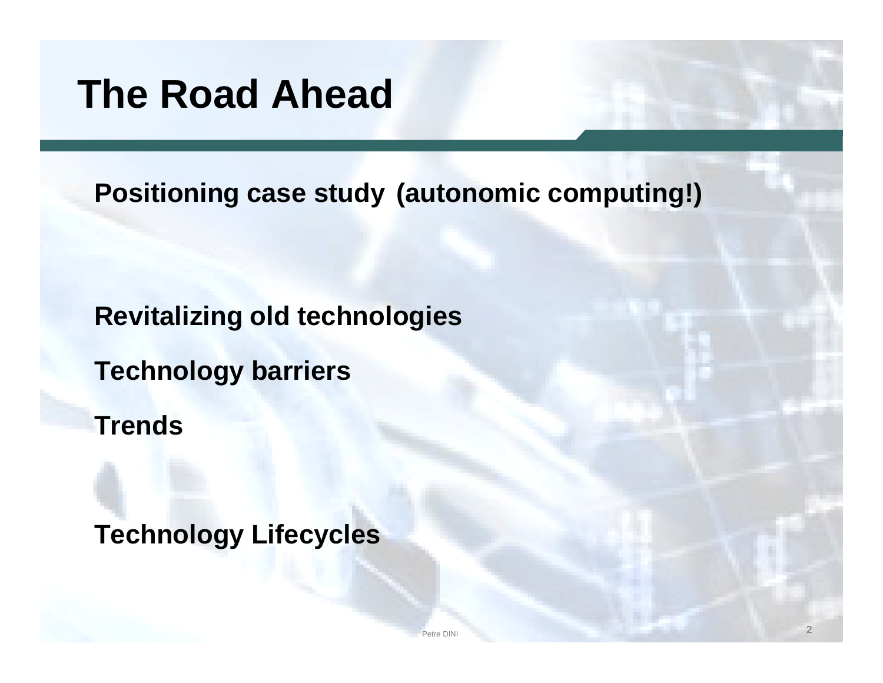# The Road Ahead

**Positioning case study (autonomic computing!)**

**Revitalizing old technologies**

**Technology barriers**

**Trends**

**Technology Lifecycles**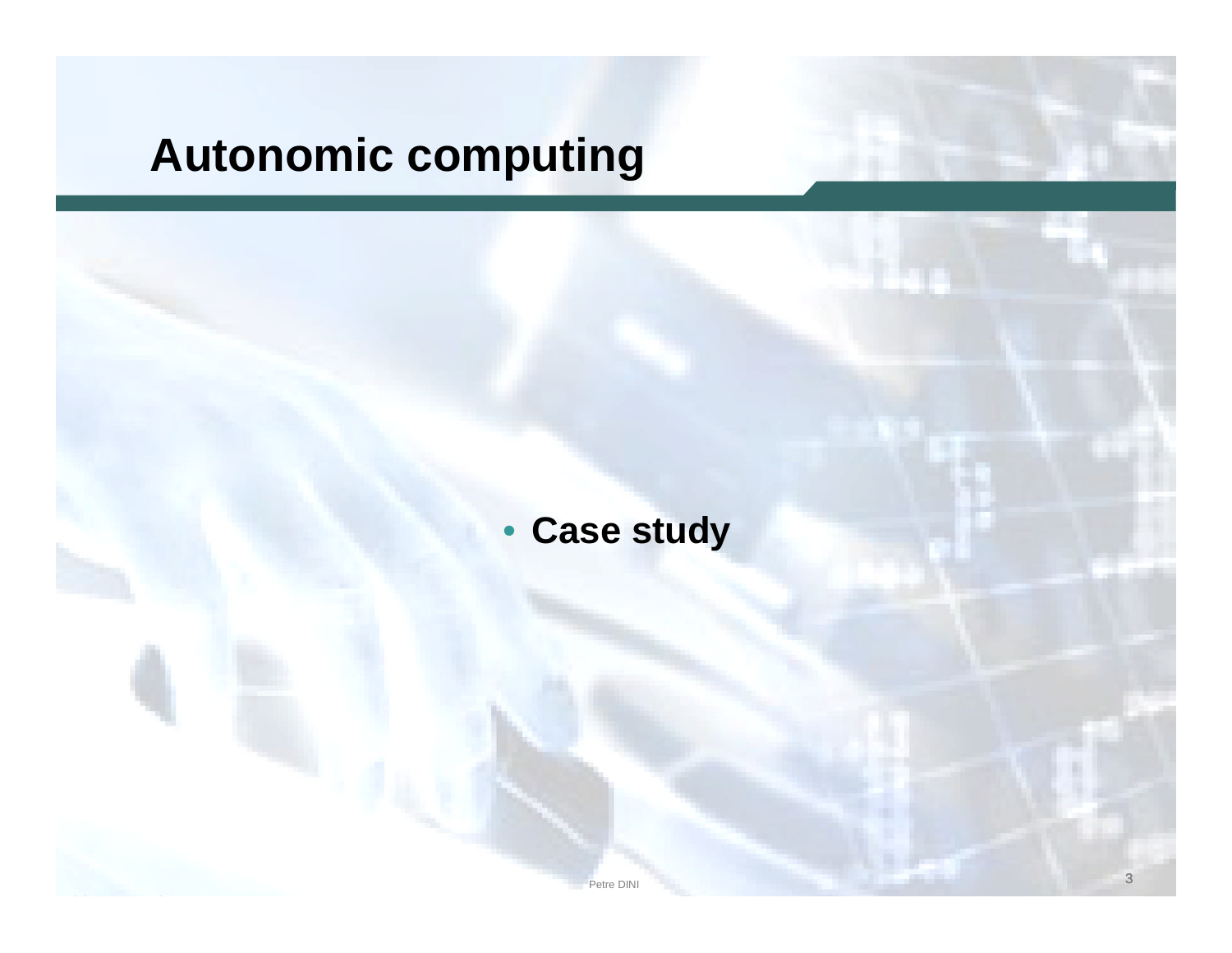# Autonomic computing

- **Case study**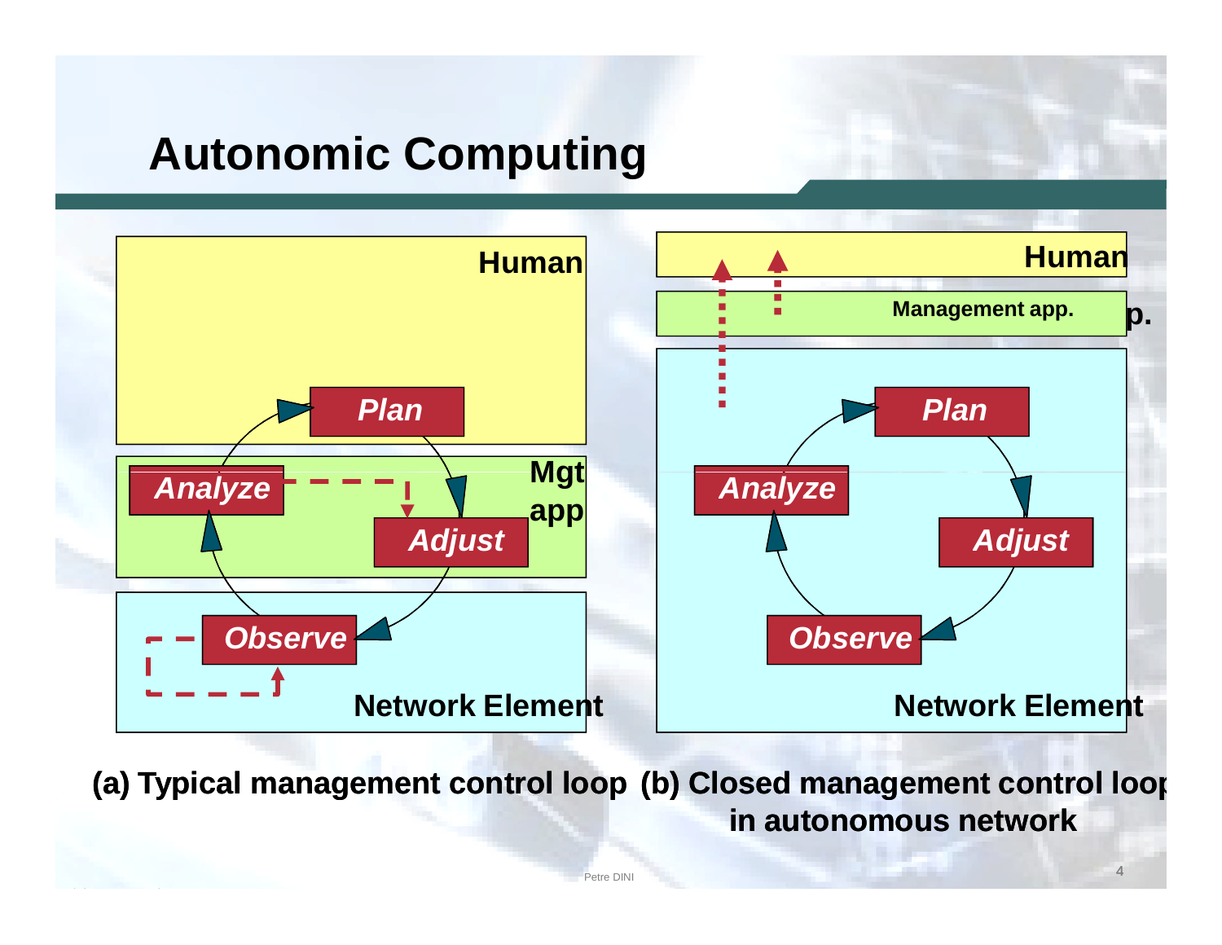# Autonomic Computing

Human

Plan

Analyze

Mgt app

Adjust

Observe

Network Element

Human

Management app.

Plan

Analyze

Adjust

Observe

Network Element

**(a) Typical management control loop**

**(b) Closed management control loop in autonomous network**

Petre DINI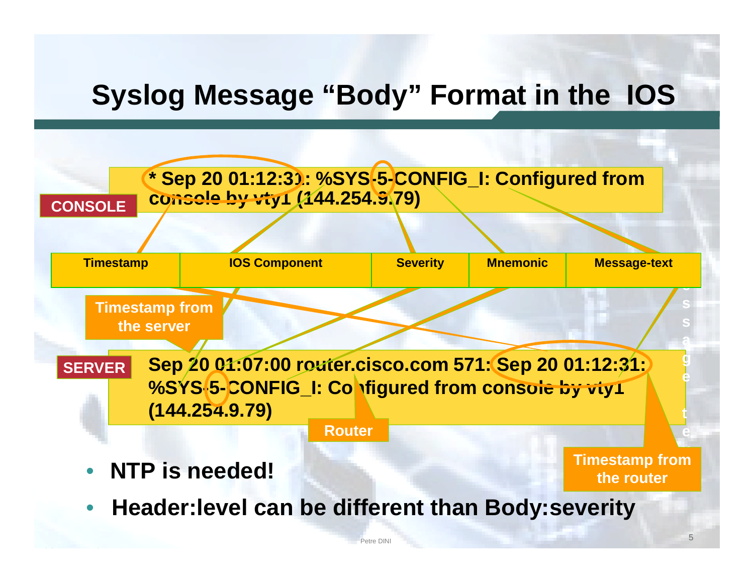# Syslog Message "Body" Format in the IOS

CONSOLE

```
* Sep 20 01:12:31: %SYS-5-CONFIG_I: Configured from console by vty1 (144.254.9.79)
```

| Timestamp | IOS Component | Severity | Mnemonic | Message-text |
| --- | --- | --- | --- | --- |

SERVER

```
Sep 20 01:07:00 router.cisco.com 571: Sep 20 01:12:31: %SYS-5-CONFIG_I: Configured from console by vty1 (144.254.9.79)
```

Timestamp from the server

Router

Timestamp from the router

- **NTP is needed!**
- **Header:level can be different than Body:severity**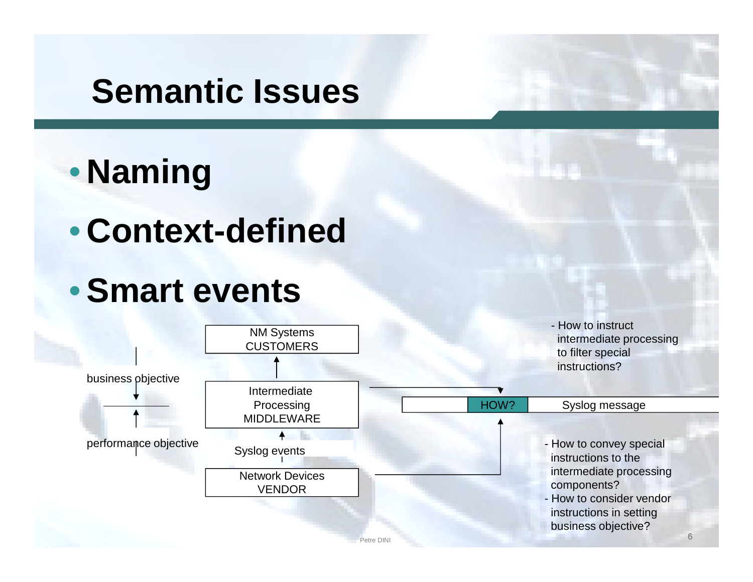# Semantic Issues

- **Naming**
- **Context-defined**
- **Smart events**

NM Systems
CUSTOMERS

business objective

Intermediate
Processing
MIDDLEWARE

performance objective

Syslog events

Network Devices
VENDOR

- How to instruct intermediate processing to filter special instructions?

| HOW? | Syslog message |
|---|---|

- How to convey special instructions to the intermediate processing components?
- How to consider vendor instructions in setting business objective?

Petre DINI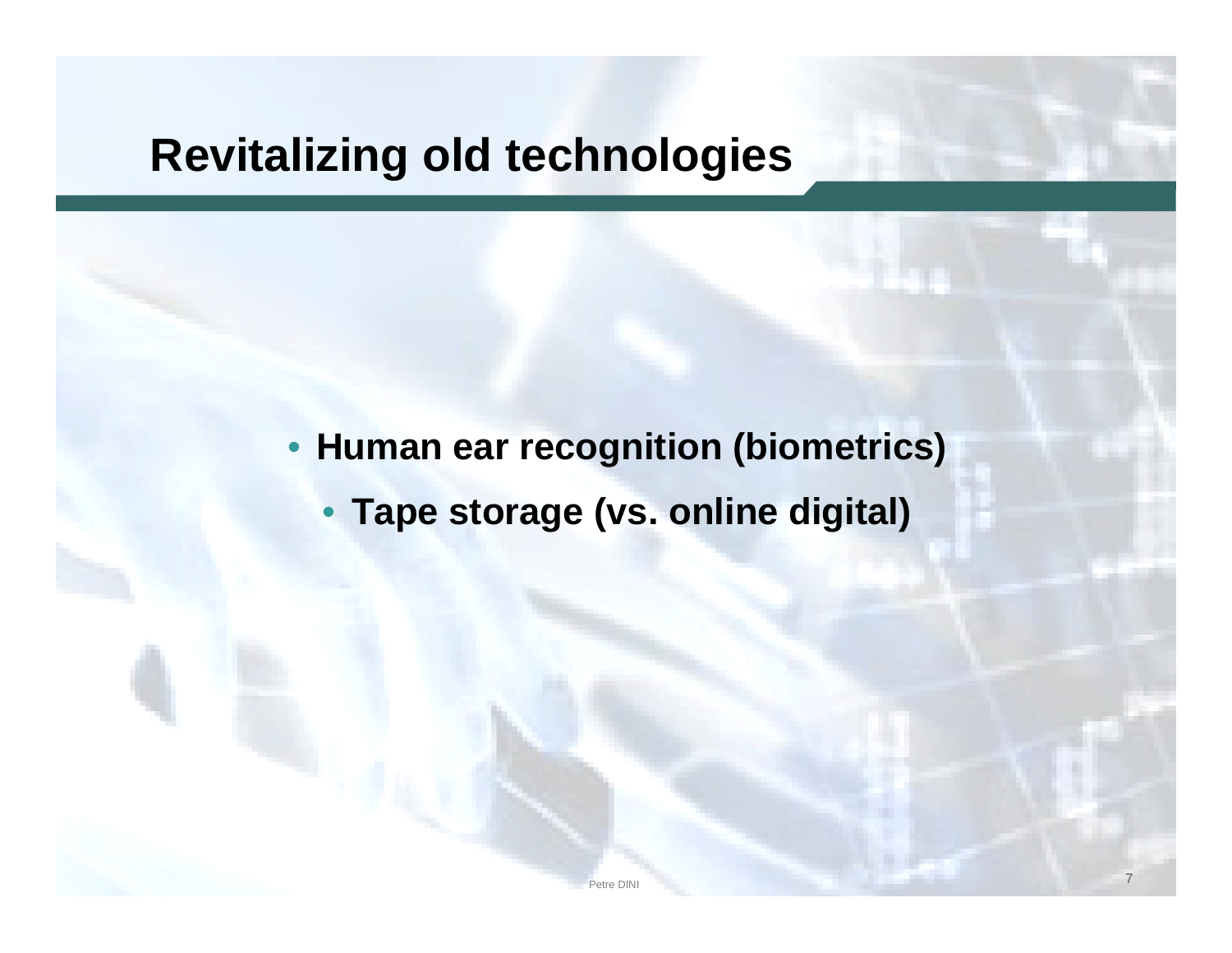# Revitalizing old technologies

- **Human ear recognition (biometrics)**
- **Tape storage (vs. online digital)**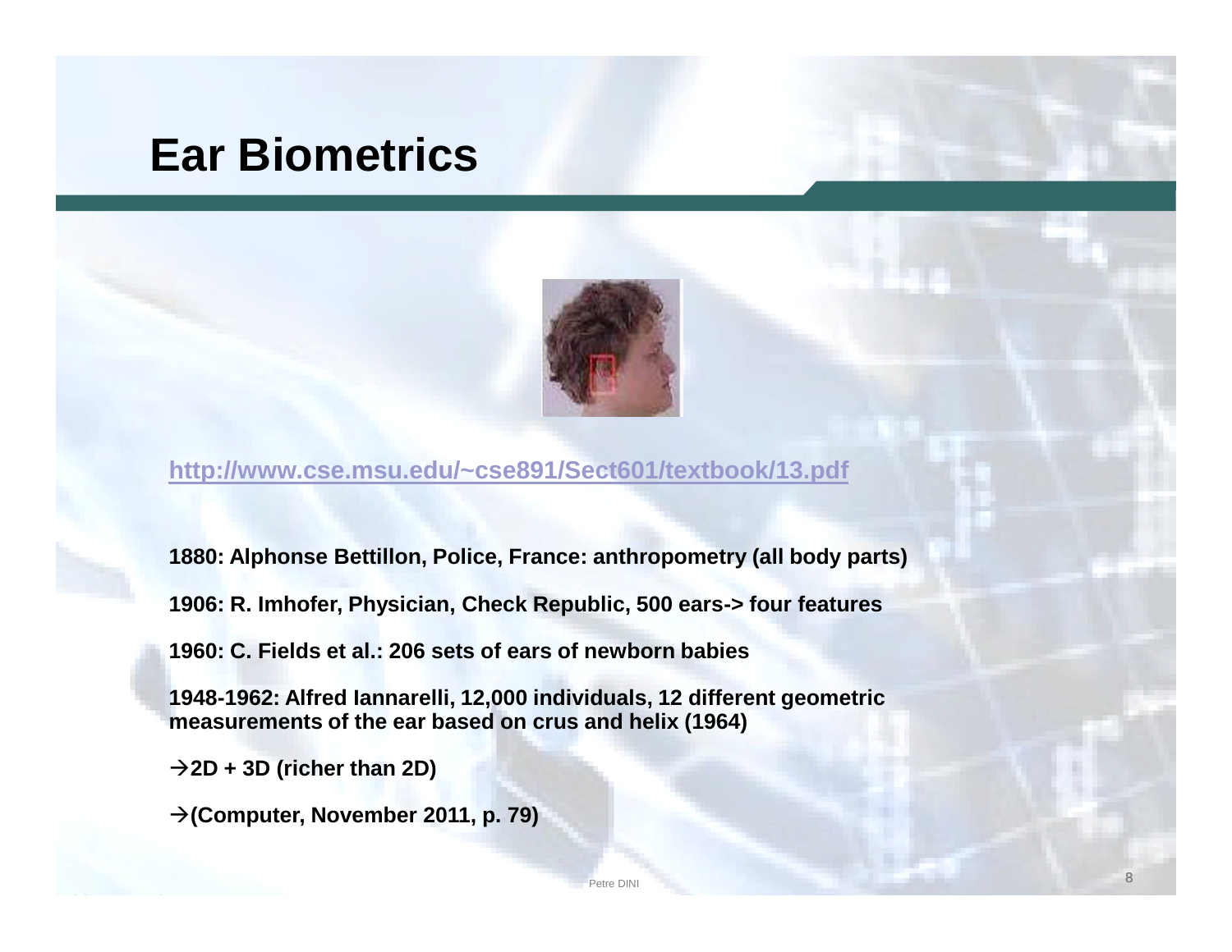# Ear Biometrics

http://www.cse.msu.edu/~cse891/Sect601/textbook/13.pdf

**1880: Alphonse Bettillon, Police, France: anthropometry (all body parts)**

**1906: R. Imhofer, Physician, Check Republic, 500 ears-> four features**

**1960: C. Fields et al.: 206 sets of ears of newborn babies**

**1948-1962: Alfred Iannarelli, 12,000 individuals, 12 different geometric measurements of the ear based on crus and helix (1964)**

**→2D + 3D (richer than 2D)**

**→(Computer, November 2011, p. 79)**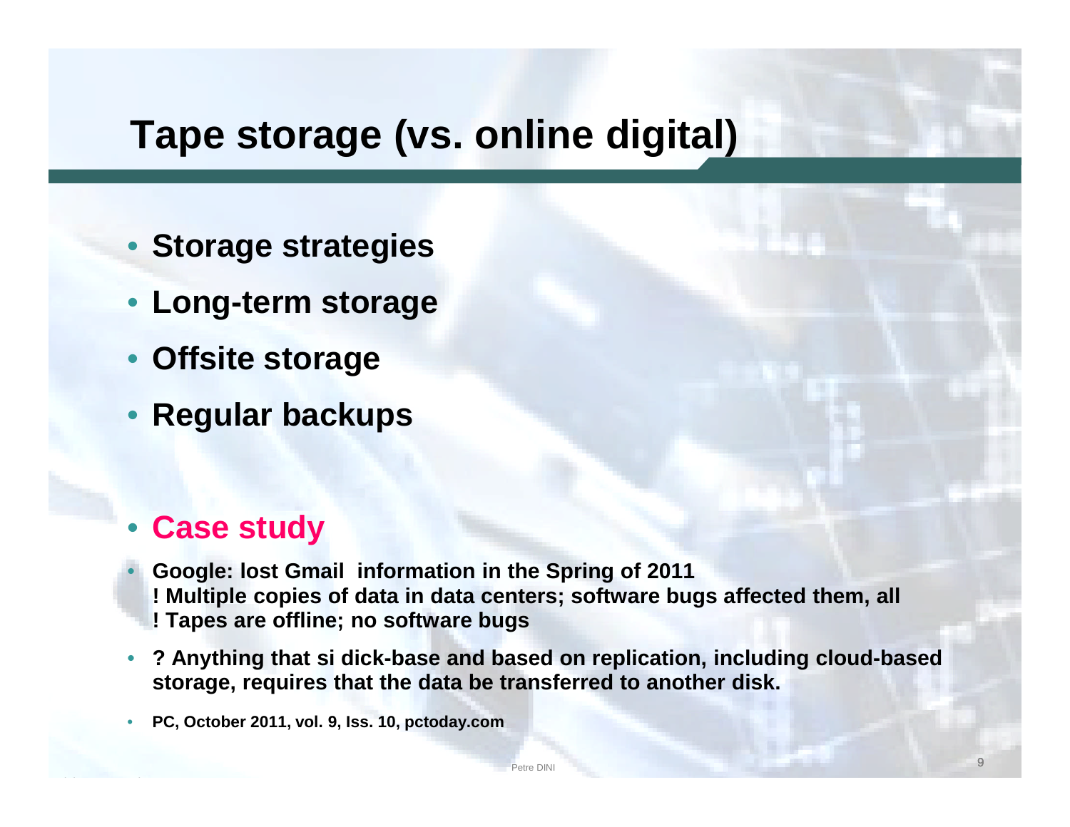# Tape storage (vs. online digital)

- **Storage strategies**
- **Long-term storage**
- **Offsite storage**
- **Regular backups**

- **Case study**

- **Google: lost Gmail information in the Spring of 2011**
  **! Multiple copies of data in data centers; software bugs affected them, all**
  **! Tapes are offline; no software bugs**
- **? Anything that si dick-base and based on replication, including cloud-based storage, requires that the data be transferred to another disk.**
- **PC, October 2011, vol. 9, Iss. 10, pctoday.com**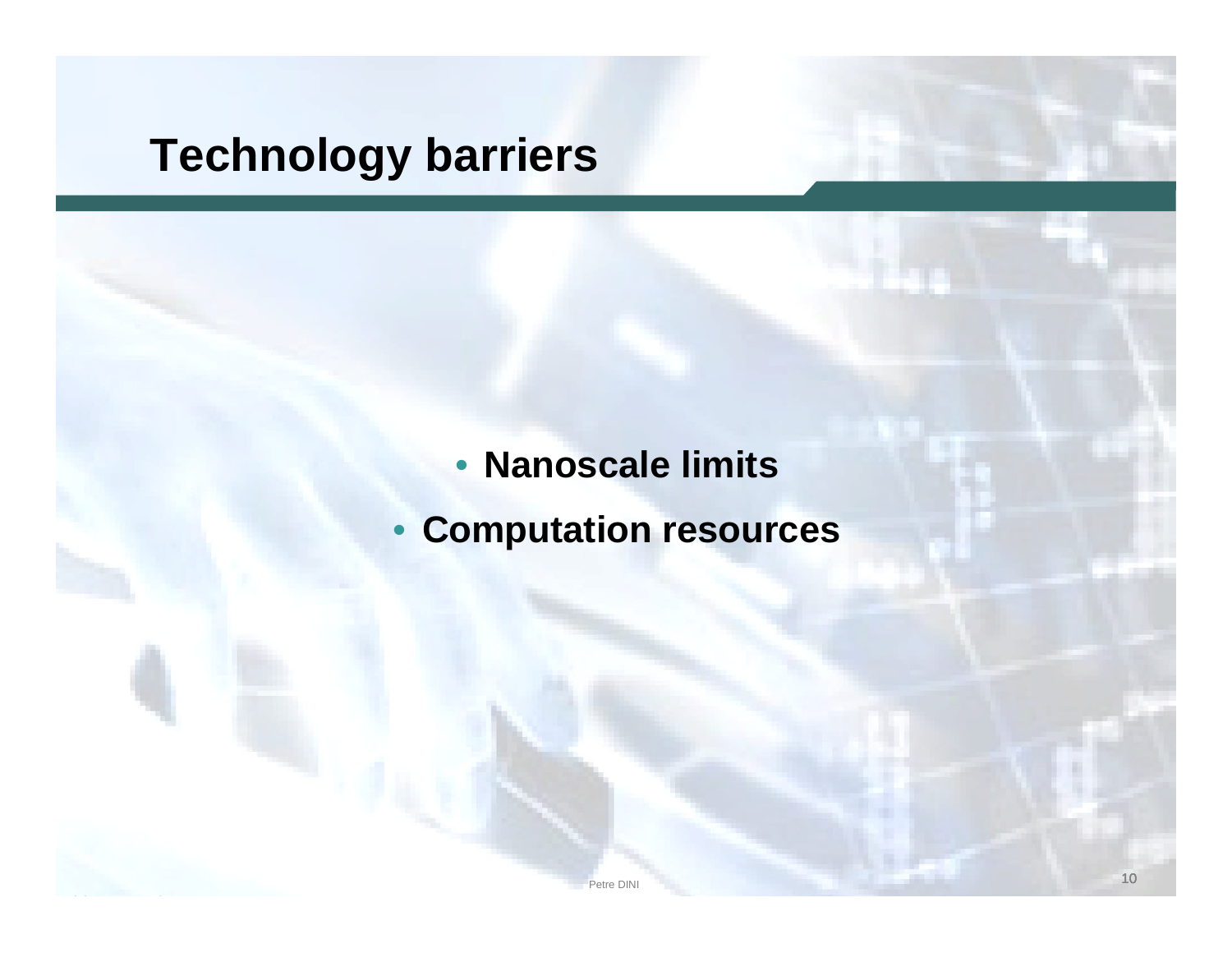# Technology barriers

- **Nanoscale limits**
- **Computation resources**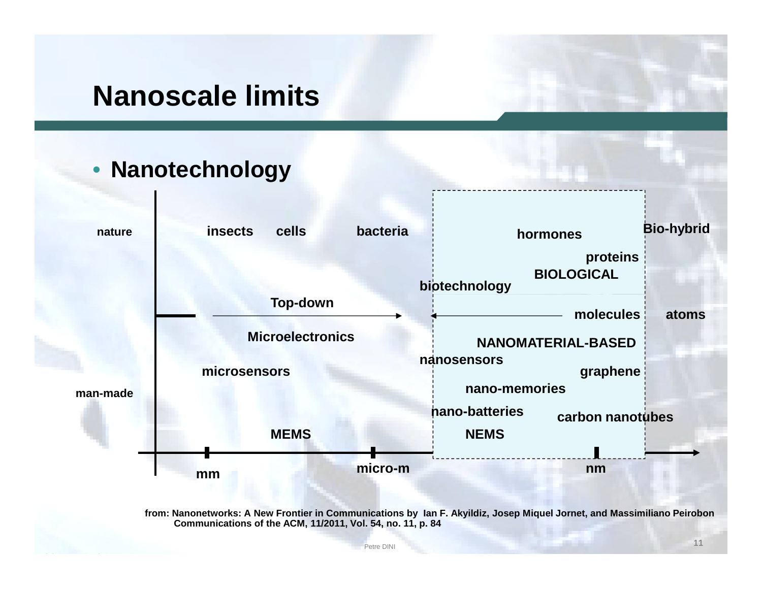# Nanoscale limits

- **Nanotechnology**

nature

insects cells bacteria hormones Bio-hybrid

proteins

BIOLOGICAL

biotechnology

Top-down

molecules atoms

Microelectronics

NANOMATERIAL-BASED

nanosensors

microsensors graphene

man-made

nano-memories

nano-batteries carbon nanotubes

MEMS NEMS

mm micro-m nm

from: Nanonetworks: A New Frontier in Communications by Ian F. Akyildiz, Josep Miquel Jornet, and Massimiliano Peirobon Communications of the ACM, 11/2011, Vol. 54, no. 11, p. 84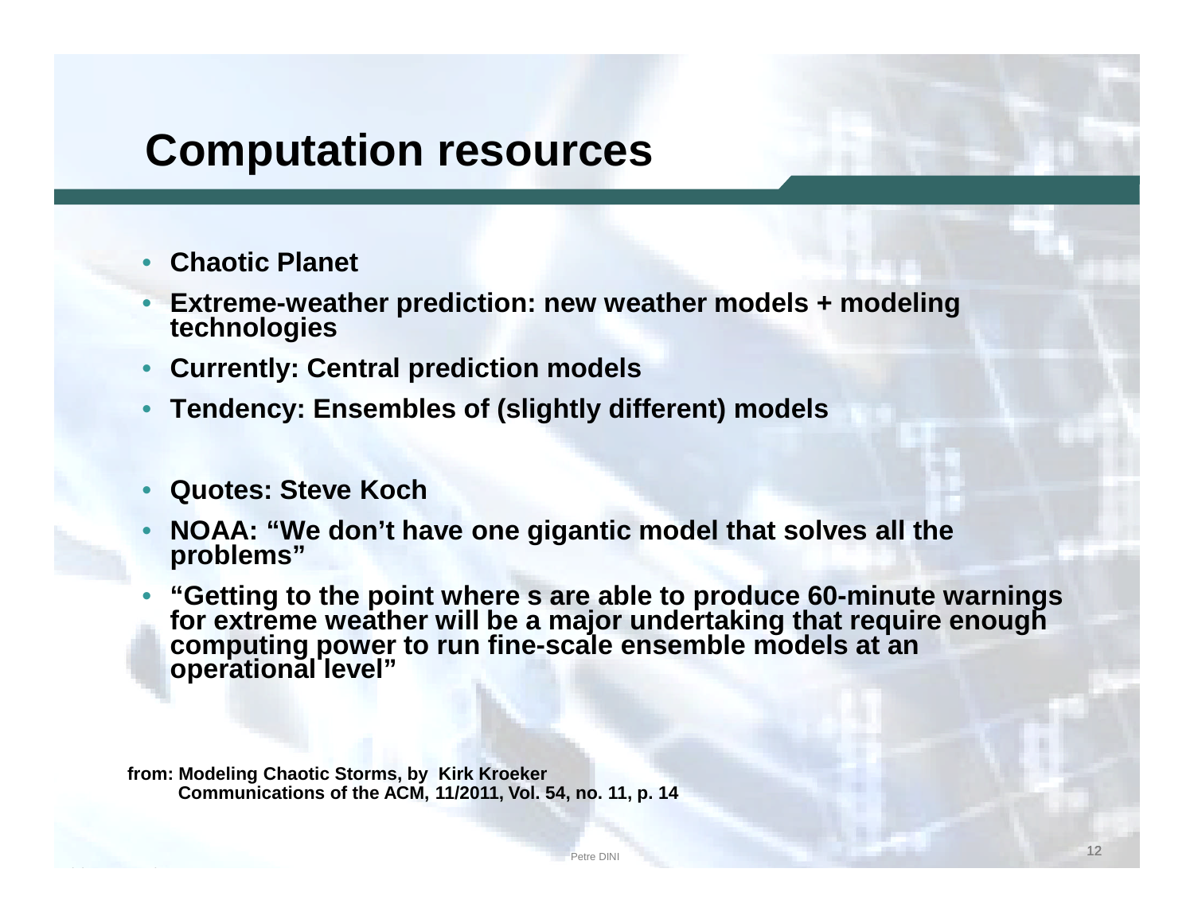# Computation resources

- **Chaotic Planet**
- **Extreme-weather prediction: new weather models + modeling technologies**
- **Currently: Central prediction models**
- **Tendency: Ensembles of (slightly different) models**

- **Quotes: Steve Koch**
- **NOAA: "We don't have one gigantic model that solves all the problems"**
- **"Getting to the point where s are able to produce 60-minute warnings for extreme weather will be a major undertaking that require enough computing power to run fine-scale ensemble models at an operational level"**

**from: Modeling Chaotic Storms, by Kirk Kroeker**
**Communications of the ACM, 11/2011, Vol. 54, no. 11, p. 14**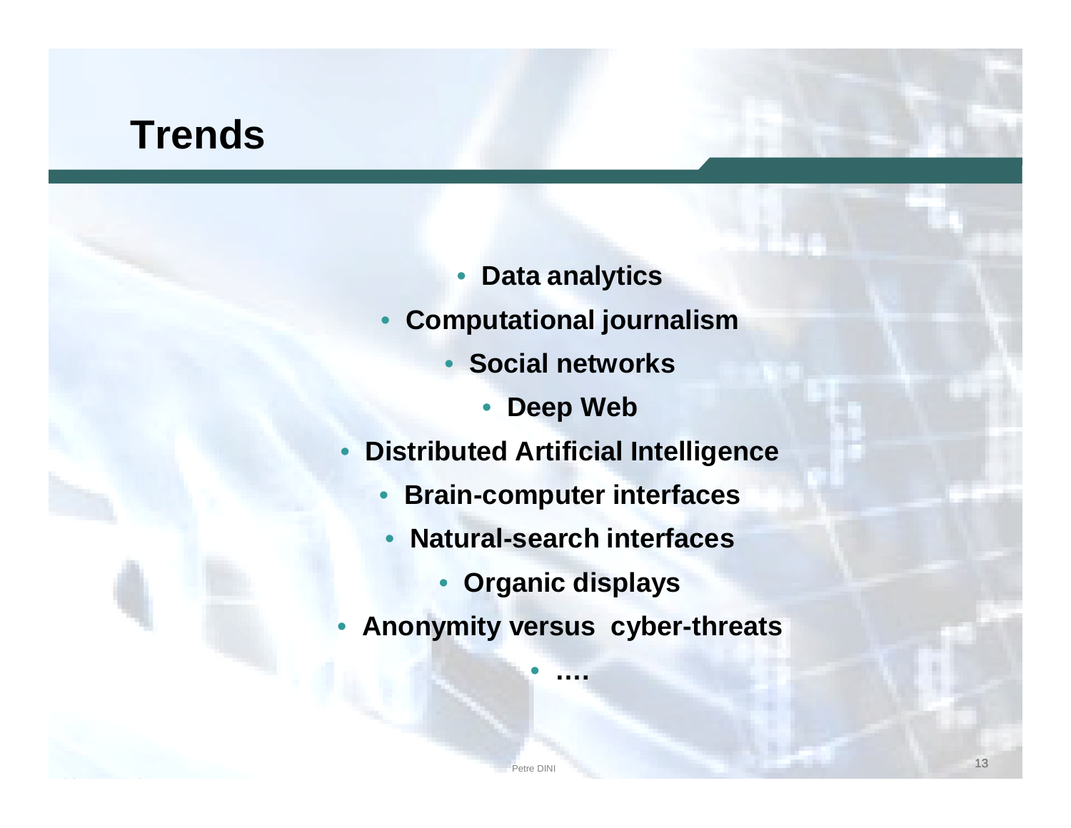# Trends

- **Data analytics**
- **Computational journalism**
- **Social networks**
- **Deep Web**
- **Distributed Artificial Intelligence**
- **Brain-computer interfaces**
- **Natural-search interfaces**
- **Organic displays**
- **Anonymity versus cyber-threats**
- **….**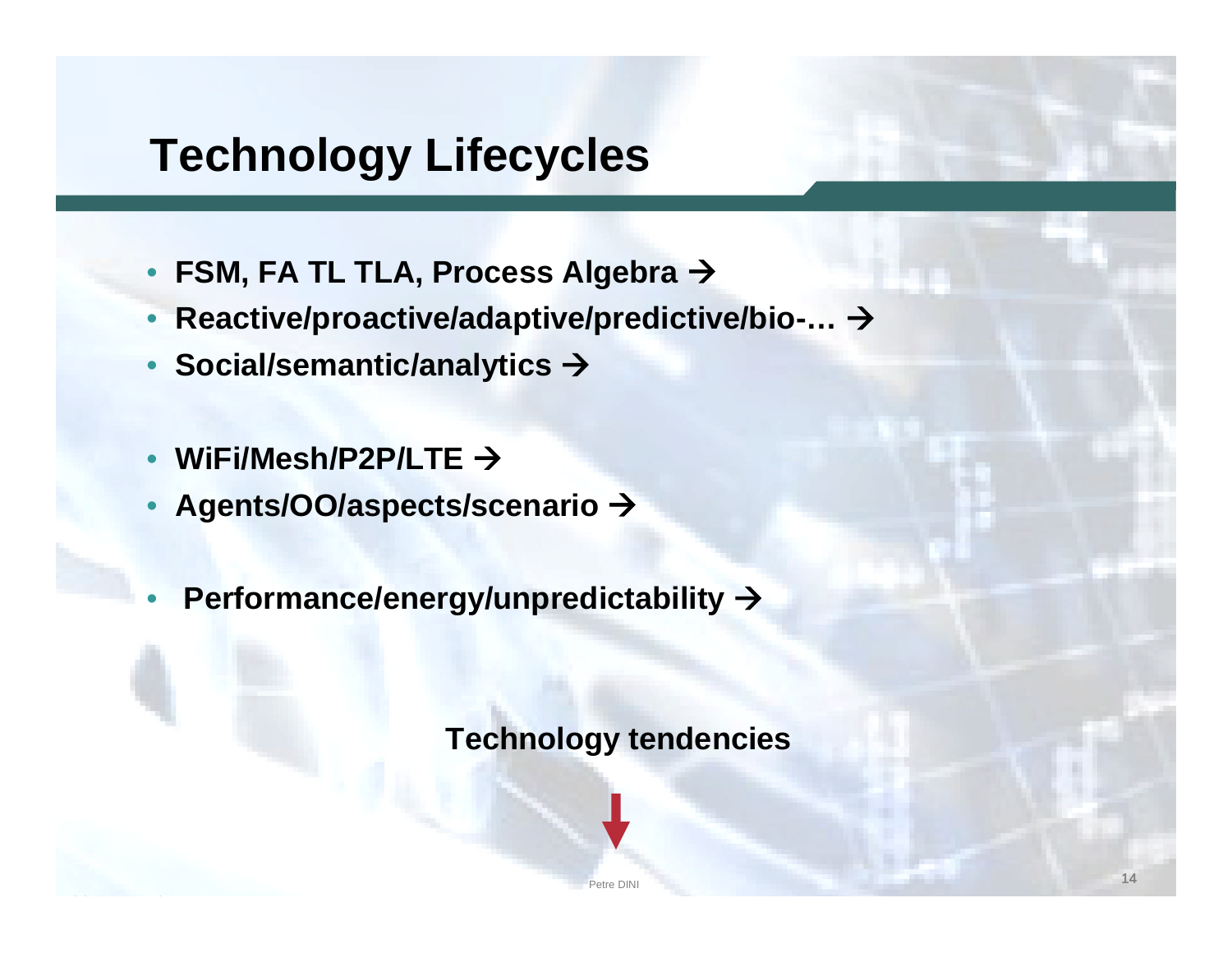# Technology Lifecycles

- **FSM, FA TL TLA, Process Algebra →**
- **Reactive/proactive/adaptive/predictive/bio-… →**
- **Social/semantic/analytics →**

- **WiFi/Mesh/P2P/LTE →**
- **Agents/OO/aspects/scenario →**

- **Performance/energy/unpredictability →**

**Technology tendencies**

↓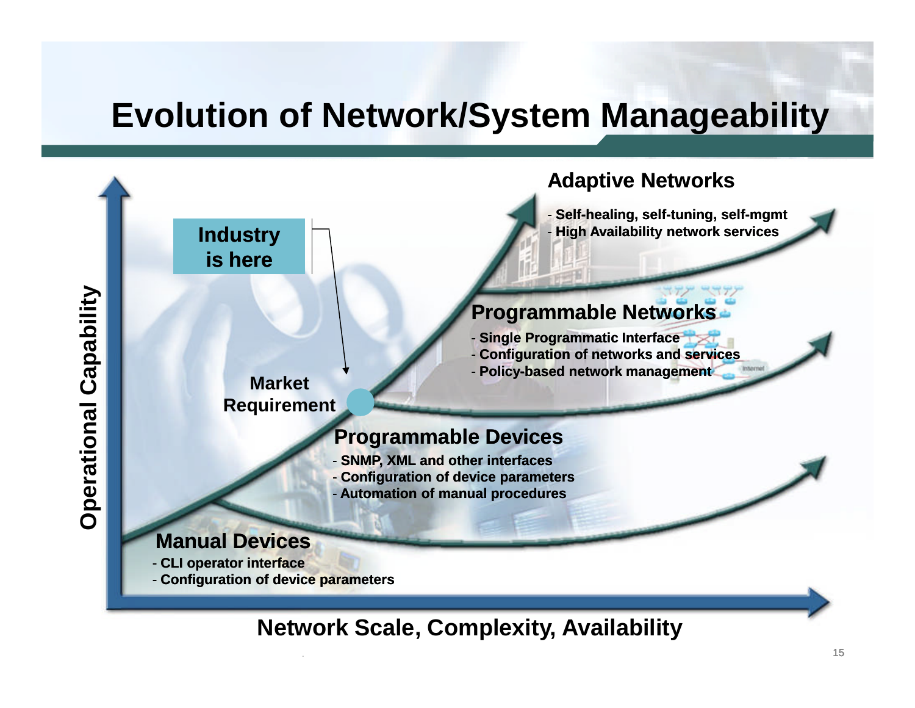# Evolution of Network/System Manageability

**Adaptive Networks**

- Self-healing, self-tuning, self-mgmt
- High Availability network services

**Industry is here**

**Programmable Networks**

- Single Programmatic Interface
- Configuration of networks and services
- Policy-based network management

**Market Requirement**

**Programmable Devices**

- SNMP, XML and other interfaces
- Configuration of device parameters
- Automation of manual procedures

**Manual Devices**

- CLI operator interface
- Configuration of device parameters

**Operational Capability**

**Network Scale, Complexity, Availability**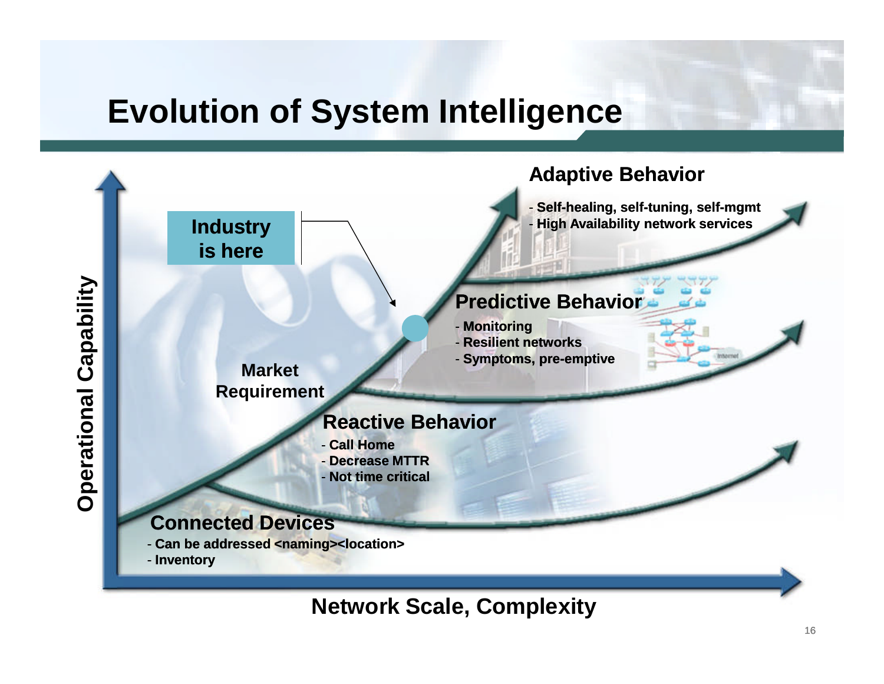# Evolution of System Intelligence

## Adaptive Behavior
- Self-healing, self-tuning, self-mgmt
- High Availability network services

**Industry is here**

## Predictive Behavior
- Monitoring
- Resilient networks
- Symptoms, pre-emptive

**Market Requirement**

## Reactive Behavior
- Call Home
- Decrease MTTR
- Not time critical

## Connected Devices
- Can be addressed <naming><location>
- Inventory

**Operational Capability** (vertical axis)

**Network Scale, Complexity** (horizontal axis)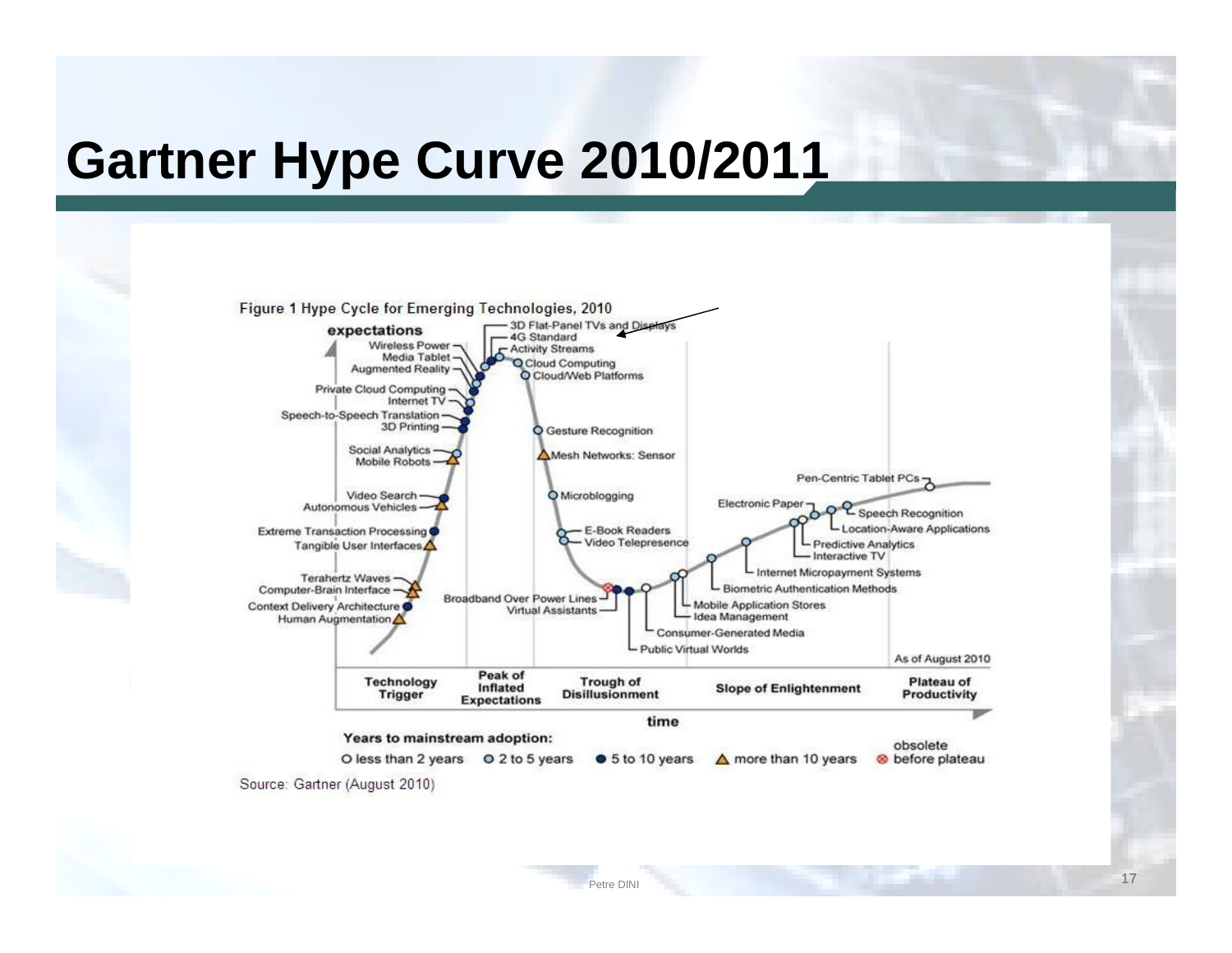# Gartner Hype Curve 2010/2011

Figure 1 Hype Cycle for Emerging Technologies, 2010

expectations

3D Flat-Panel TVs and Displays
4G Standard
Activity Streams
Cloud Computing
Cloud/Web Platforms
Wireless Power
Media Tablet
Augmented Reality
Private Cloud Computing
Internet TV
Speech-to-Speech Translation
3D Printing
Gesture Recognition
Social Analytics
Mobile Robots
Mesh Networks: Sensor
Pen-Centric Tablet PCs
Video Search
Autonomous Vehicles
Microblogging
Electronic Paper
Speech Recognition
Location-Aware Applications
Extreme Transaction Processing
Tangible User Interfaces
E-Book Readers
Video Telepresence
Predictive Analytics
Interactive TV
Internet Micropayment Systems
Terahertz Waves
Computer-Brain Interface
Biometric Authentication Methods
Context Delivery Architecture
Human Augmentation
Broadband Over Power Lines
Virtual Assistants
Mobile Application Stores
Idea Management
Consumer-Generated Media
Public Virtual Worlds

As of August 2010

Technology Trigger | Peak of Inflated Expectations | Trough of Disillusionment | Slope of Enlightenment | Plateau of Productivity

time

Years to mainstream adoption:
○ less than 2 years ○ 2 to 5 years ● 5 to 10 years △ more than 10 years ⊗ obsolete before plateau

Source: Gartner (August 2010)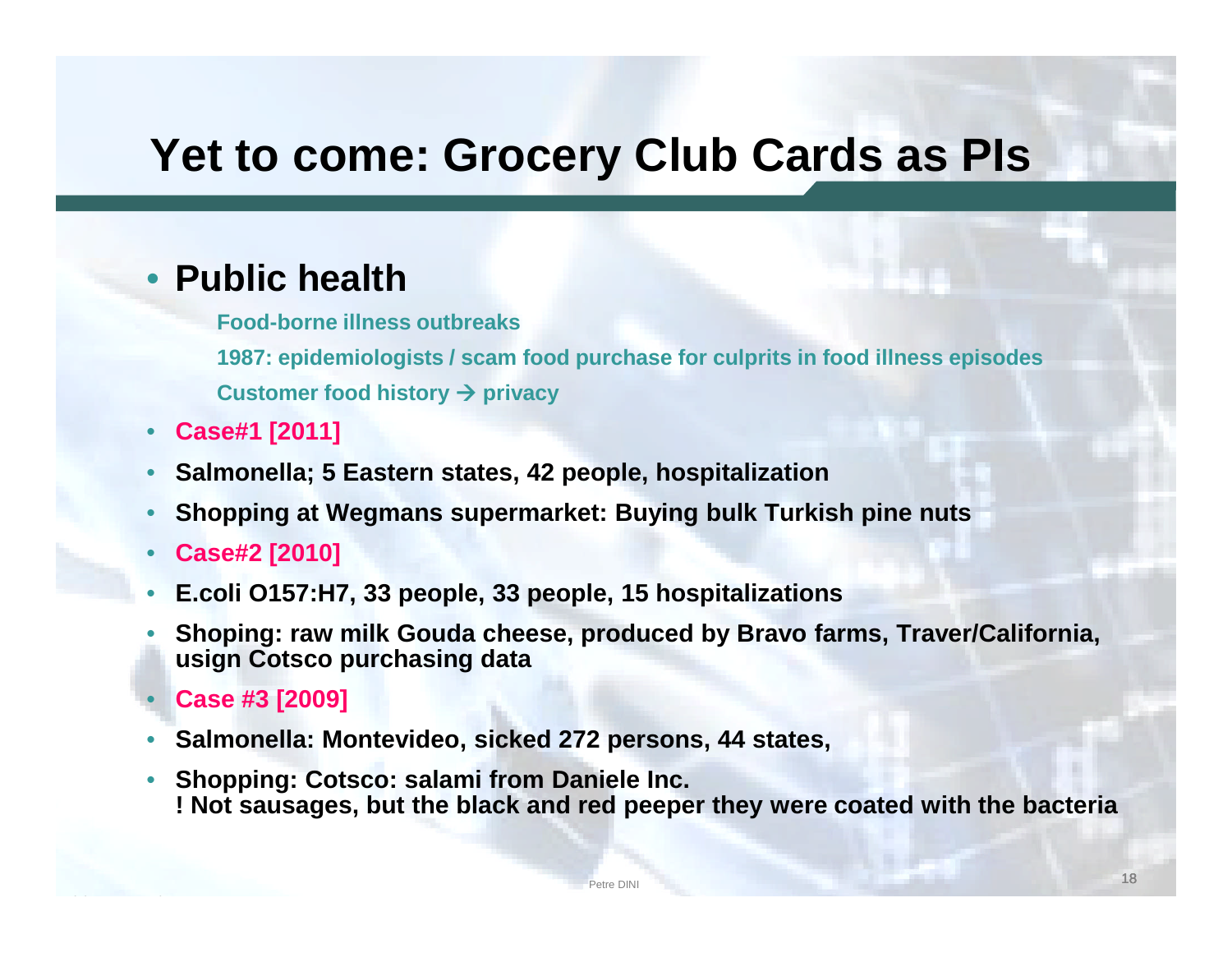# Yet to come: Grocery Club Cards as PIs

- **Public health**
  - **Food-borne illness outbreaks**
  - **1987: epidemiologists / scam food purchase for culprits in food illness episodes**
  - **Customer food history → privacy**
- **Case#1 [2011]**
- **Salmonella; 5 Eastern states, 42 people, hospitalization**
- **Shopping at Wegmans supermarket: Buying bulk Turkish pine nuts**
- **Case#2 [2010]**
- **E.coli O157:H7, 33 people, 33 people, 15 hospitalizations**
- **Shoping: raw milk Gouda cheese, produced by Bravo farms, Traver/California, usign Cotsco purchasing data**
- **Case #3 [2009]**
- **Salmonella: Montevideo, sicked 272 persons, 44 states,**
- **Shopping: Cotsco: salami from Daniele Inc.**
  **! Not sausages, but the black and red peeper they were coated with the bacteria**

Petre DINI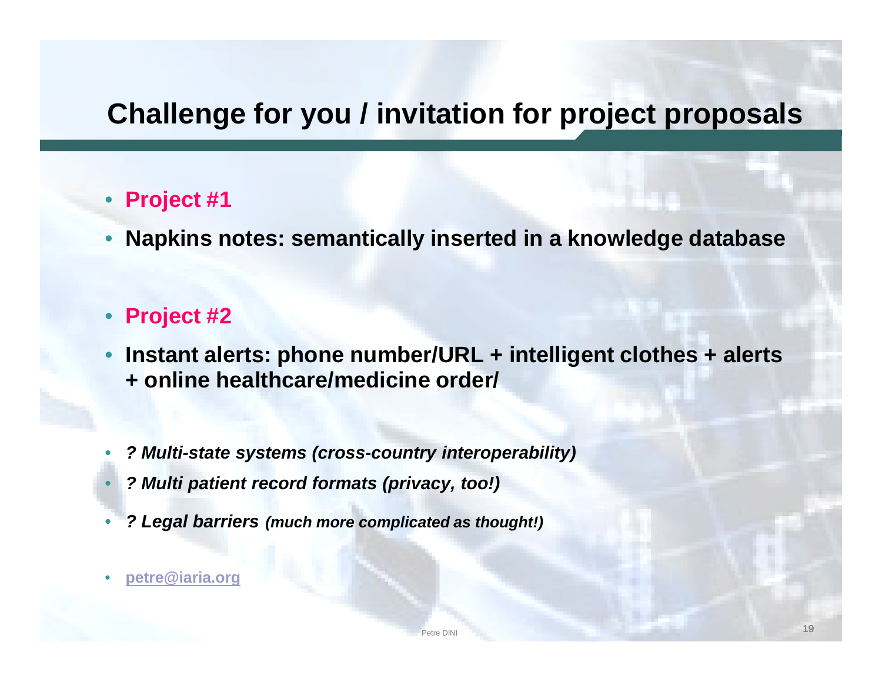# Challenge for you / invitation for project proposals

- **Project #1**
- **Napkins notes: semantically inserted in a knowledge database**

- **Project #2**
- **Instant alerts: phone number/URL + intelligent clothes + alerts + online healthcare/medicine order/**

- ***? Multi-state systems (cross-country interoperability)***
- ***? Multi patient record formats (privacy, too!)***
- ***? Legal barriers*** ***(much more complicated as thought!)***

- petre@iaria.org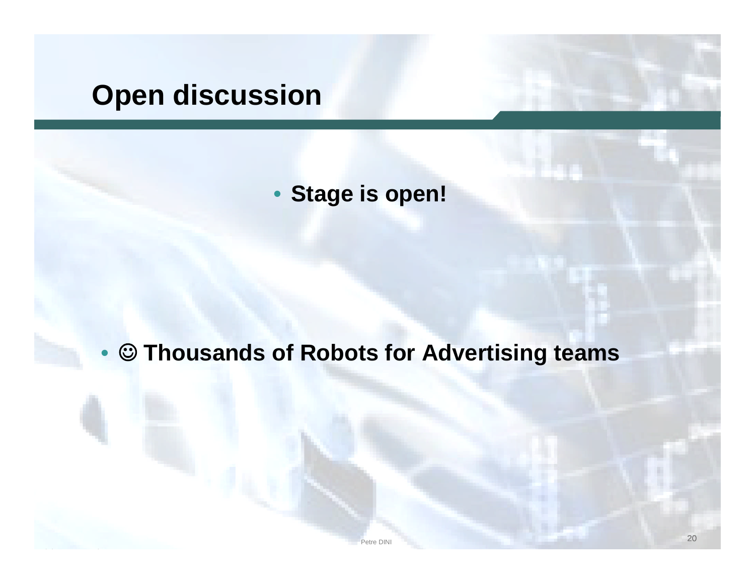# Open discussion

- **Stage is open!**

- **☺ Thousands of Robots for Advertising teams**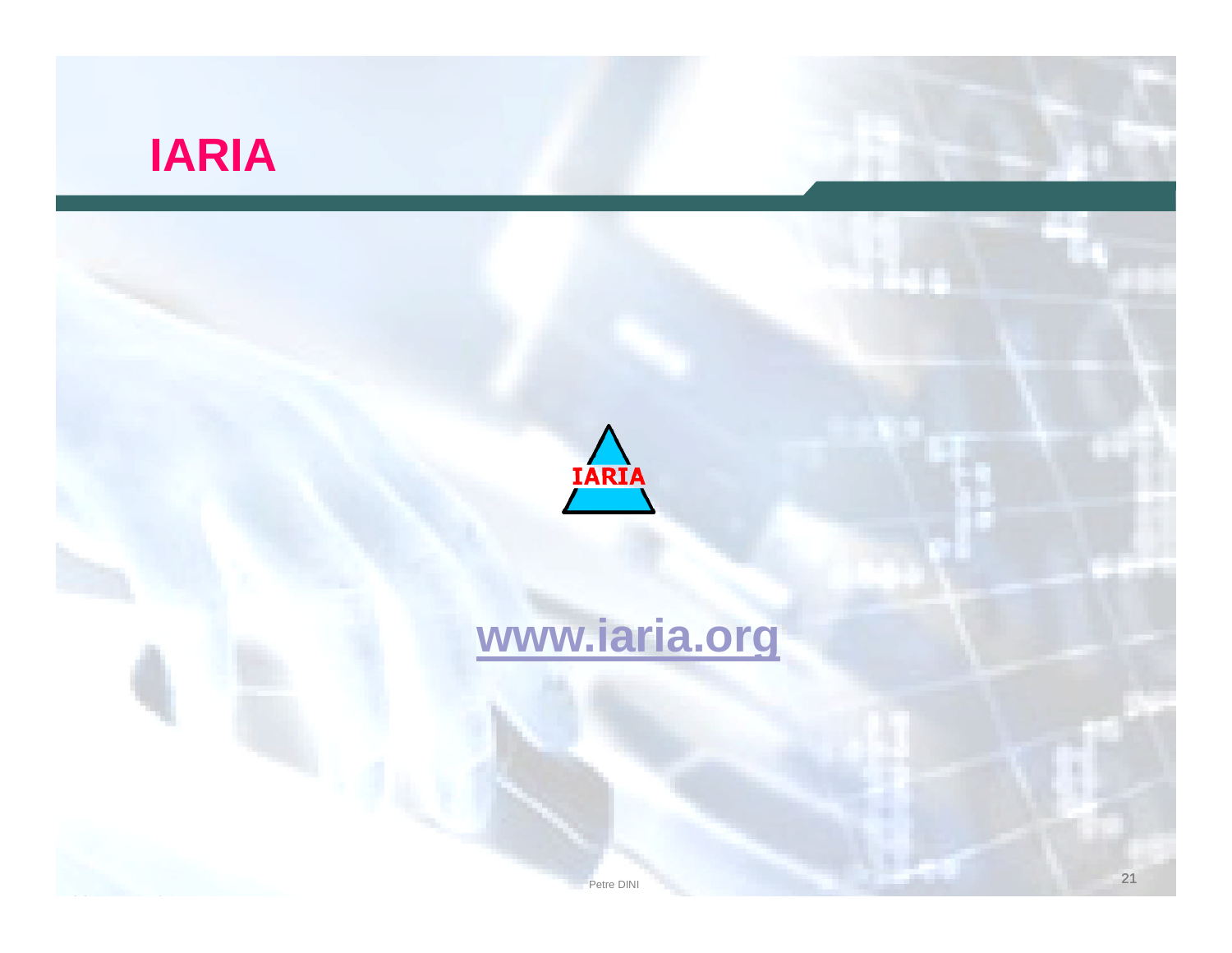# IARIA

IARIA

www.iaria.org